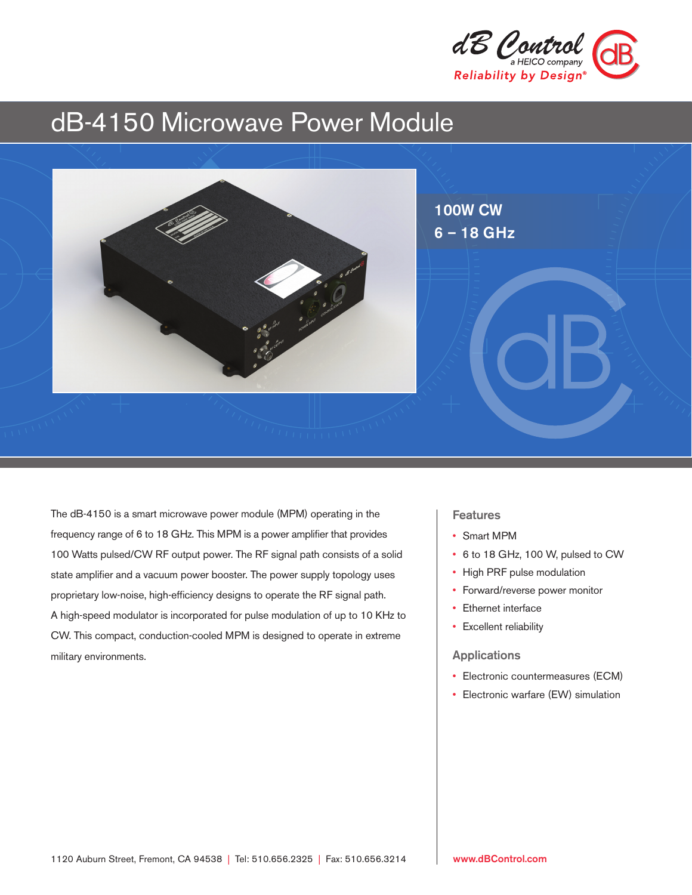# dB-4150 Microwave Power Module

**100W CW**
**6 – 18 GHz**

The dB-4150 is a smart microwave power module (MPM) operating in the frequency range of 6 to 18 GHz. This MPM is a power amplifier that provides 100 Watts pulsed/CW RF output power. The RF signal path consists of a solid state amplifier and a vacuum power booster. The power supply topology uses proprietary low-noise, high-efficiency designs to operate the RF signal path. A high-speed modulator is incorporated for pulse modulation of up to 10 KHz to CW. This compact, conduction-cooled MPM is designed to operate in extreme military environments.

## Features

- Smart MPM
- 6 to 18 GHz, 100 W, pulsed to CW
- High PRF pulse modulation
- Forward/reverse power monitor
- Ethernet interface
- Excellent reliability

## Applications

- Electronic countermeasures (ECM)
- Electronic warfare (EW) simulation

1120 Auburn Street, Fremont, CA 94538 | Tel: 510.656.2325 | Fax: 510.656.3214

www.dBControl.com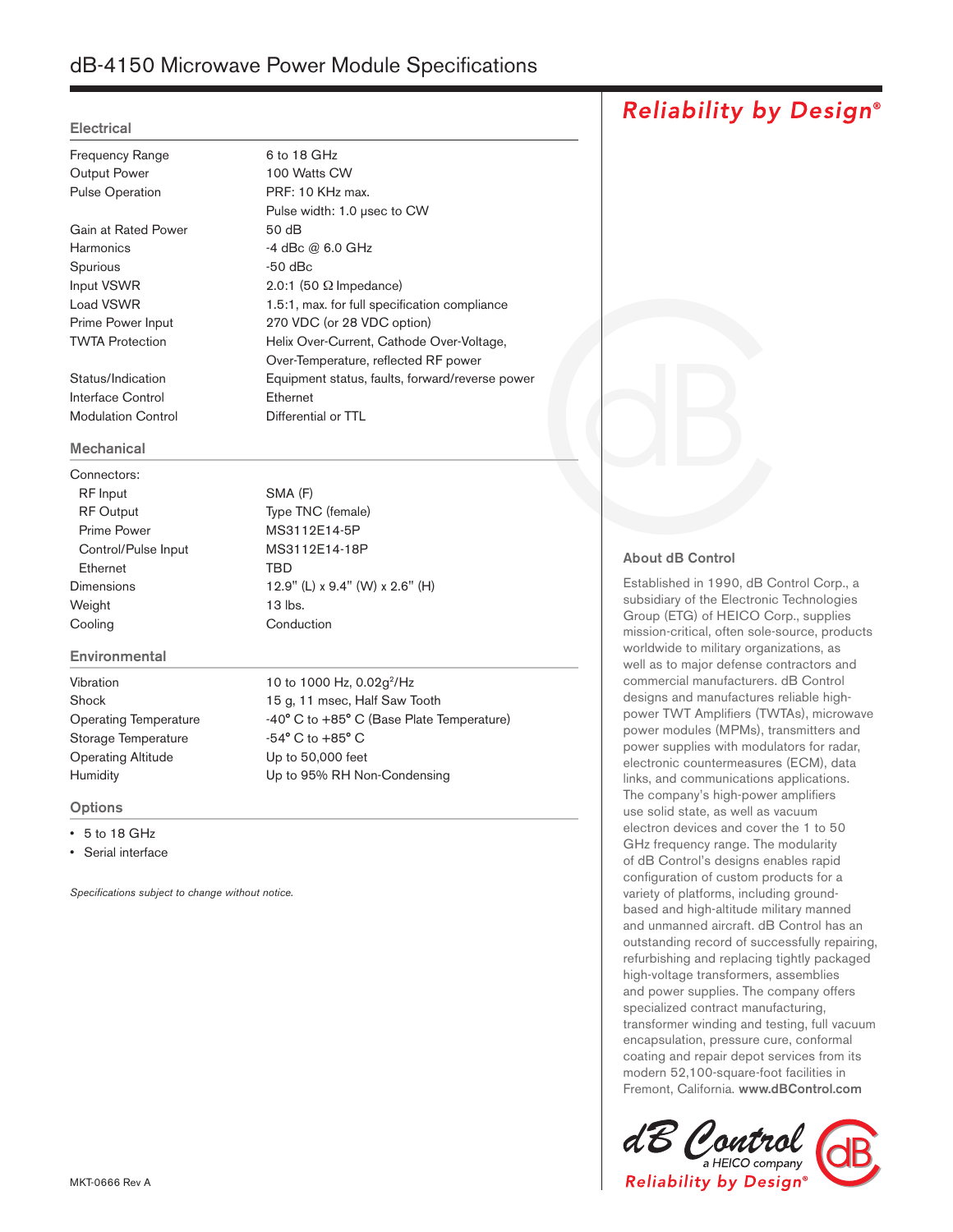# dB-4150 Microwave Power Module Specifications

## Electrical

| | |
|---|---|
| Frequency Range | 6 to 18 GHz |
| Output Power | 100 Watts CW |
| Pulse Operation | PRF: 10 KHz max. Pulse width: 1.0 µsec to CW |
| Gain at Rated Power | 50 dB |
| Harmonics | -4 dBc @ 6.0 GHz |
| Spurious | -50 dBc |
| Input VSWR | 2.0:1 (50 Ω Impedance) |
| Load VSWR | 1.5:1, max. for full specification compliance |
| Prime Power Input | 270 VDC (or 28 VDC option) |
| TWTA Protection | Helix Over-Current, Cathode Over-Voltage, Over-Temperature, reflected RF power |
| Status/Indication | Equipment status, faults, forward/reverse power |
| Interface Control | Ethernet |
| Modulation Control | Differential or TTL |

## Mechanical

| | |
|---|---|
| Connectors: | |
| RF Input | SMA (F) |
| RF Output | Type TNC (female) |
| Prime Power | MS3112E14-5P |
| Control/Pulse Input | MS3112E14-18P |
| Ethernet | TBD |
| Dimensions | 12.9" (L) x 9.4" (W) x 2.6" (H) |
| Weight | 13 lbs. |
| Cooling | Conduction |

## Environmental

| | |
|---|---|
| Vibration | 10 to 1000 Hz, $0.02g^2$/Hz |
| Shock | 15 g, 11 msec, Half Saw Tooth |
| Operating Temperature | -40° C to +85° C (Base Plate Temperature) |
| Storage Temperature | -54° C to +85° C |
| Operating Altitude | Up to 50,000 feet |
| Humidity | Up to 95% RH Non-Condensing |

## Options

- 5 to 18 GHz
- Serial interface

*Specifications subject to change without notice.*

MKT-0666 Rev A

*Reliability by Design®*

## About dB Control

Established in 1990, dB Control Corp., a subsidiary of the Electronic Technologies Group (ETG) of HEICO Corp., supplies mission-critical, often sole-source, products worldwide to military organizations, as well as to major defense contractors and commercial manufacturers. dB Control designs and manufactures reliable high-power TWT Amplifiers (TWTAs), microwave power modules (MPMs), transmitters and power supplies with modulators for radar, electronic countermeasures (ECM), data links, and communications applications. The company's high-power amplifiers use solid state, as well as vacuum electron devices and cover the 1 to 50 GHz frequency range. The modularity of dB Control's designs enables rapid configuration of custom products for a variety of platforms, including ground-based and high-altitude military manned and unmanned aircraft. dB Control has an outstanding record of successfully repairing, refurbishing and replacing tightly packaged high-voltage transformers, assemblies and power supplies. The company offers specialized contract manufacturing, transformer winding and testing, full vacuum encapsulation, pressure cure, conformal coating and repair depot services from its modern 52,100-square-foot facilities in Fremont, California. **www.dBControl.com**

dB Control
a HEICO company
Reliability by Design®